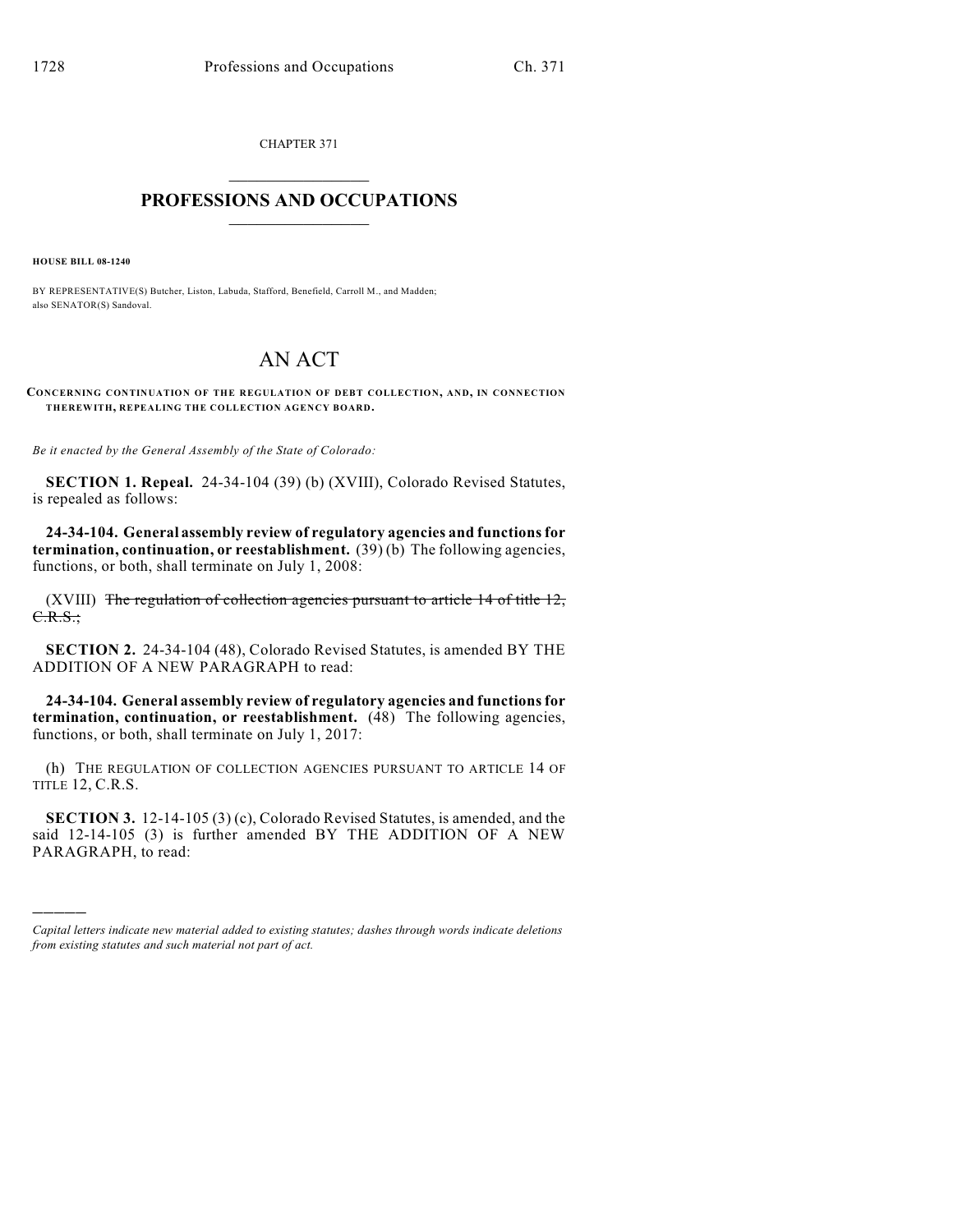CHAPTER 371

# PROFESSIONS AND OCCUPATIONS

**HOUSE BILL 08-1240**

BY REPRESENTATIVE(S) Butcher, Liston, Labuda, Stafford, Benefield, Carroll M., and Madden; also SENATOR(S) Sandoval.

# AN ACT

**CONCERNING CONTINUATION OF THE REGULATION OF DEBT COLLECTION, AND, IN CONNECTION THEREWITH, REPEALING THE COLLECTION AGENCY BOARD.**

*Be it enacted by the General Assembly of the State of Colorado:*

**SECTION 1. Repeal.** 24-34-104 (39) (b) (XVIII), Colorado Revised Statutes, is repealed as follows:

**24-34-104. General assembly review of regulatory agencies and functions for termination, continuation, or reestablishment.** (39) (b) The following agencies, functions, or both, shall terminate on July 1, 2008:

(XVIII) ~~The regulation of collection agencies pursuant to article 14 of title 12, C.R.S.;~~

**SECTION 2.** 24-34-104 (48), Colorado Revised Statutes, is amended BY THE ADDITION OF A NEW PARAGRAPH to read:

**24-34-104. General assembly review of regulatory agencies and functions for termination, continuation, or reestablishment.** (48) The following agencies, functions, or both, shall terminate on July 1, 2017:

(h) THE REGULATION OF COLLECTION AGENCIES PURSUANT TO ARTICLE 14 OF TITLE 12, C.R.S.

**SECTION 3.** 12-14-105 (3) (c), Colorado Revised Statutes, is amended, and the said 12-14-105 (3) is further amended BY THE ADDITION OF A NEW PARAGRAPH, to read:

---

*Capital letters indicate new material added to existing statutes; dashes through words indicate deletions from existing statutes and such material not part of act.*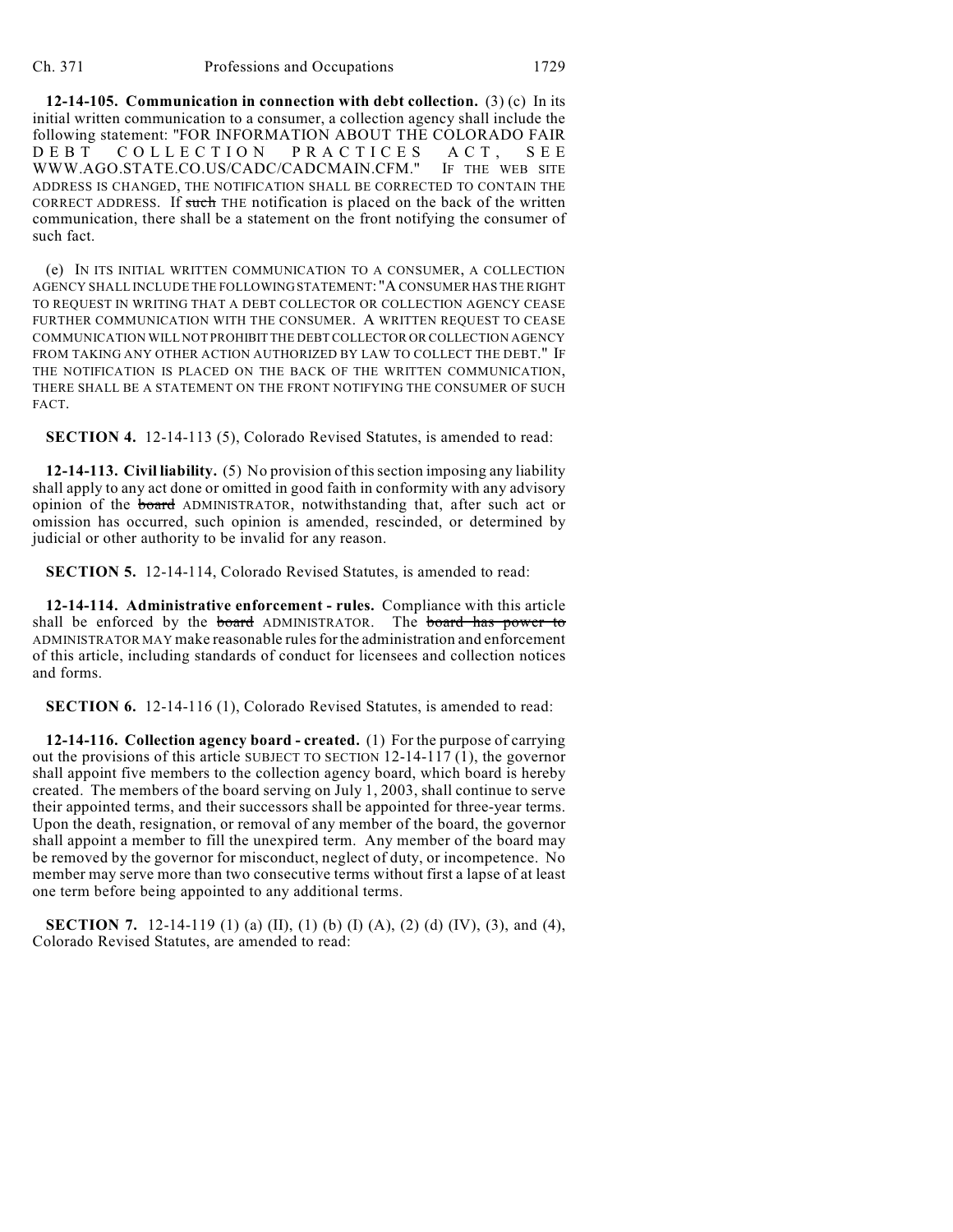**12-14-105. Communication in connection with debt collection.** (3) (c) In its initial written communication to a consumer, a collection agency shall include the following statement: "FOR INFORMATION ABOUT THE COLORADO FAIR DEBT COLLECTION PRACTICES ACT, SEE WWW.AGO.STATE.CO.US/CADC/CADCMAIN.CFM." IF THE WEB SITE ADDRESS IS CHANGED, THE NOTIFICATION SHALL BE CORRECTED TO CONTAIN THE CORRECT ADDRESS. If ~~such~~ THE notification is placed on the back of the written communication, there shall be a statement on the front notifying the consumer of such fact.

(e) IN ITS INITIAL WRITTEN COMMUNICATION TO A CONSUMER, A COLLECTION AGENCY SHALL INCLUDE THE FOLLOWING STATEMENT: "A CONSUMER HAS THE RIGHT TO REQUEST IN WRITING THAT A DEBT COLLECTOR OR COLLECTION AGENCY CEASE FURTHER COMMUNICATION WITH THE CONSUMER. A WRITTEN REQUEST TO CEASE COMMUNICATION WILL NOT PROHIBIT THE DEBT COLLECTOR OR COLLECTION AGENCY FROM TAKING ANY OTHER ACTION AUTHORIZED BY LAW TO COLLECT THE DEBT." IF THE NOTIFICATION IS PLACED ON THE BACK OF THE WRITTEN COMMUNICATION, THERE SHALL BE A STATEMENT ON THE FRONT NOTIFYING THE CONSUMER OF SUCH FACT.

**SECTION 4.** 12-14-113 (5), Colorado Revised Statutes, is amended to read:

**12-14-113. Civil liability.** (5) No provision of this section imposing any liability shall apply to any act done or omitted in good faith in conformity with any advisory opinion of the ~~board~~ ADMINISTRATOR, notwithstanding that, after such act or omission has occurred, such opinion is amended, rescinded, or determined by judicial or other authority to be invalid for any reason.

**SECTION 5.** 12-14-114, Colorado Revised Statutes, is amended to read:

**12-14-114. Administrative enforcement - rules.** Compliance with this article shall be enforced by the ~~board~~ ADMINISTRATOR. The ~~board has power to~~ ADMINISTRATOR MAY make reasonable rules for the administration and enforcement of this article, including standards of conduct for licensees and collection notices and forms.

**SECTION 6.** 12-14-116 (1), Colorado Revised Statutes, is amended to read:

**12-14-116. Collection agency board - created.** (1) For the purpose of carrying out the provisions of this article SUBJECT TO SECTION 12-14-117 (1), the governor shall appoint five members to the collection agency board, which board is hereby created. The members of the board serving on July 1, 2003, shall continue to serve their appointed terms, and their successors shall be appointed for three-year terms. Upon the death, resignation, or removal of any member of the board, the governor shall appoint a member to fill the unexpired term. Any member of the board may be removed by the governor for misconduct, neglect of duty, or incompetence. No member may serve more than two consecutive terms without first a lapse of at least one term before being appointed to any additional terms.

**SECTION 7.** 12-14-119 (1) (a) (II), (1) (b) (I) (A), (2) (d) (IV), (3), and (4), Colorado Revised Statutes, are amended to read: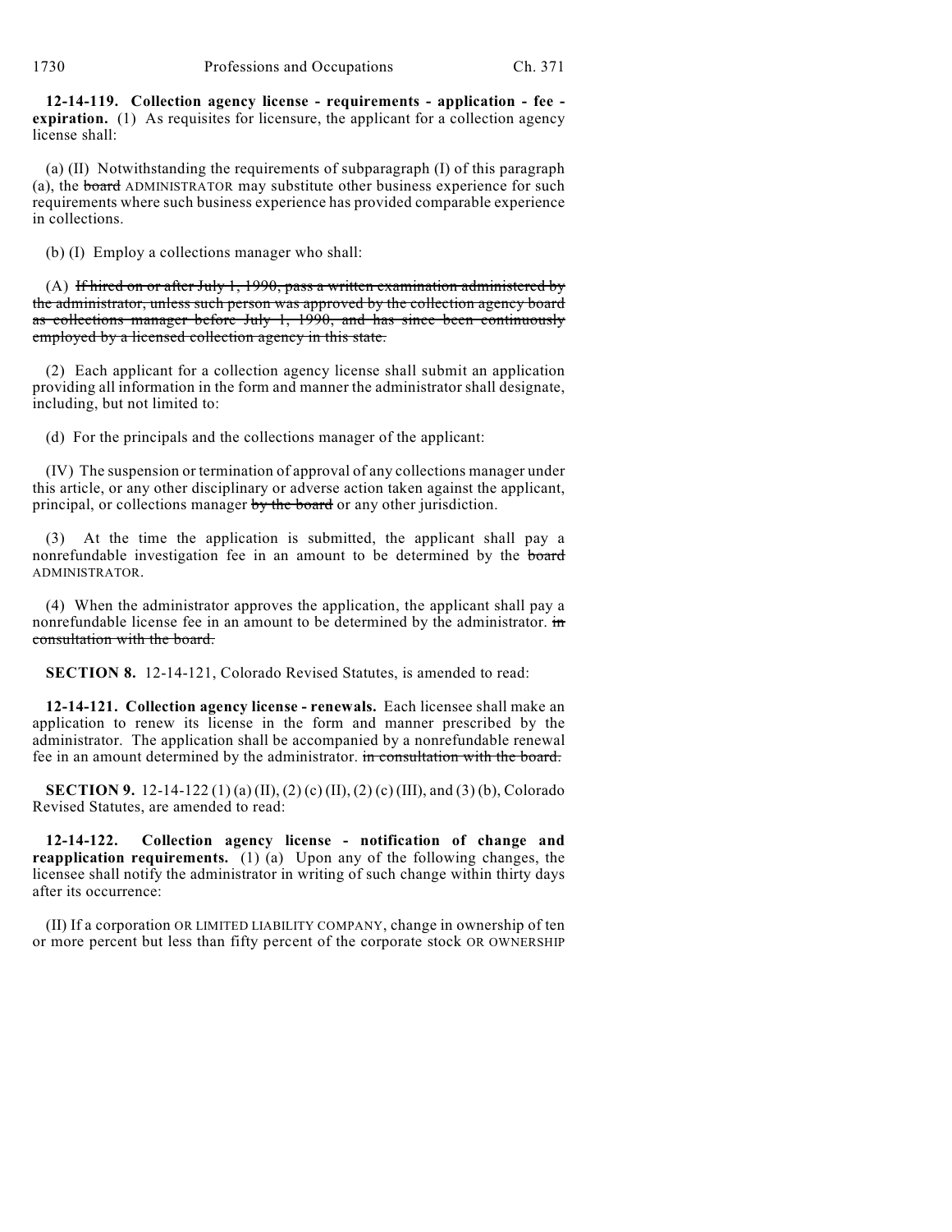**12-14-119. Collection agency license - requirements - application - fee - expiration.** (1) As requisites for licensure, the applicant for a collection agency license shall:

(a) (II) Notwithstanding the requirements of subparagraph (I) of this paragraph (a), the ~~board~~ ADMINISTRATOR may substitute other business experience for such requirements where such business experience has provided comparable experience in collections.

(b) (I) Employ a collections manager who shall:

(A) ~~If hired on or after July 1, 1990, pass a written examination administered by the administrator, unless such person was approved by the collection agency board as collections manager before July 1, 1990, and has since been continuously employed by a licensed collection agency in this state.~~

(2) Each applicant for a collection agency license shall submit an application providing all information in the form and manner the administrator shall designate, including, but not limited to:

(d) For the principals and the collections manager of the applicant:

(IV) The suspension or termination of approval of any collections manager under this article, or any other disciplinary or adverse action taken against the applicant, principal, or collections manager ~~by the board~~ or any other jurisdiction.

(3) At the time the application is submitted, the applicant shall pay a nonrefundable investigation fee in an amount to be determined by the ~~board~~ ADMINISTRATOR.

(4) When the administrator approves the application, the applicant shall pay a nonrefundable license fee in an amount to be determined by the administrator. ~~in consultation with the board.~~

**SECTION 8.** 12-14-121, Colorado Revised Statutes, is amended to read:

**12-14-121. Collection agency license - renewals.** Each licensee shall make an application to renew its license in the form and manner prescribed by the administrator. The application shall be accompanied by a nonrefundable renewal fee in an amount determined by the administrator. ~~in consultation with the board.~~

**SECTION 9.** 12-14-122 (1) (a) (II), (2) (c) (II), (2) (c) (III), and (3) (b), Colorado Revised Statutes, are amended to read:

**12-14-122. Collection agency license - notification of change and reapplication requirements.** (1) (a) Upon any of the following changes, the licensee shall notify the administrator in writing of such change within thirty days after its occurrence:

(II) If a corporation OR LIMITED LIABILITY COMPANY, change in ownership of ten or more percent but less than fifty percent of the corporate stock OR OWNERSHIP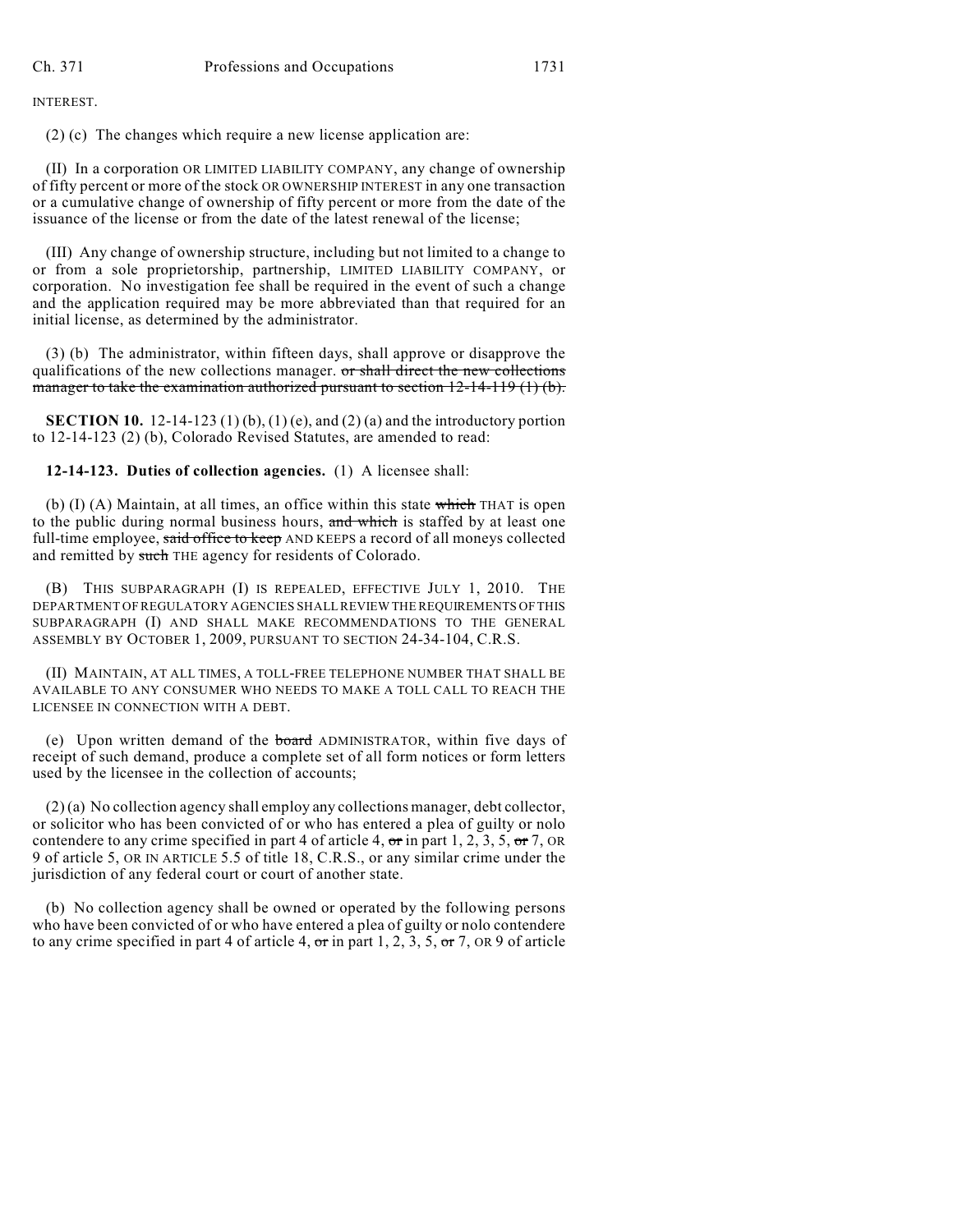INTEREST.

(2) (c) The changes which require a new license application are:

(II) In a corporation OR LIMITED LIABILITY COMPANY, any change of ownership of fifty percent or more of the stock OR OWNERSHIP INTEREST in any one transaction or a cumulative change of ownership of fifty percent or more from the date of the issuance of the license or from the date of the latest renewal of the license;

(III) Any change of ownership structure, including but not limited to a change to or from a sole proprietorship, partnership, LIMITED LIABILITY COMPANY, or corporation. No investigation fee shall be required in the event of such a change and the application required may be more abbreviated than that required for an initial license, as determined by the administrator.

(3) (b) The administrator, within fifteen days, shall approve or disapprove the qualifications of the new collections manager. ~~or shall direct the new collections manager to take the examination authorized pursuant to section 12-14-119 (1) (b).~~

**SECTION 10.** 12-14-123 (1) (b), (1) (e), and (2) (a) and the introductory portion to 12-14-123 (2) (b), Colorado Revised Statutes, are amended to read:

**12-14-123. Duties of collection agencies.** (1) A licensee shall:

(b) (I) (A) Maintain, at all times, an office within this state ~~which~~ THAT is open to the public during normal business hours, ~~and which~~ is staffed by at least one full-time employee, ~~said office to keep~~ AND KEEPS a record of all moneys collected and remitted by ~~such~~ THE agency for residents of Colorado.

(B) THIS SUBPARAGRAPH (I) IS REPEALED, EFFECTIVE JULY 1, 2010. THE DEPARTMENT OF REGULATORY AGENCIES SHALL REVIEW THE REQUIREMENTS OF THIS SUBPARAGRAPH (I) AND SHALL MAKE RECOMMENDATIONS TO THE GENERAL ASSEMBLY BY OCTOBER 1, 2009, PURSUANT TO SECTION 24-34-104, C.R.S.

(II) MAINTAIN, AT ALL TIMES, A TOLL-FREE TELEPHONE NUMBER THAT SHALL BE AVAILABLE TO ANY CONSUMER WHO NEEDS TO MAKE A TOLL CALL TO REACH THE LICENSEE IN CONNECTION WITH A DEBT.

(e) Upon written demand of the ~~board~~ ADMINISTRATOR, within five days of receipt of such demand, produce a complete set of all form notices or form letters used by the licensee in the collection of accounts;

(2) (a) No collection agency shall employ any collections manager, debt collector, or solicitor who has been convicted of or who has entered a plea of guilty or nolo contendere to any crime specified in part 4 of article 4, ~~or~~ in part 1, 2, 3, 5, ~~or~~ 7, OR 9 of article 5, OR IN ARTICLE 5.5 of title 18, C.R.S., or any similar crime under the jurisdiction of any federal court or court of another state.

(b) No collection agency shall be owned or operated by the following persons who have been convicted of or who have entered a plea of guilty or nolo contendere to any crime specified in part 4 of article 4, ~~or~~ in part 1, 2, 3, 5, ~~or~~ 7, OR 9 of article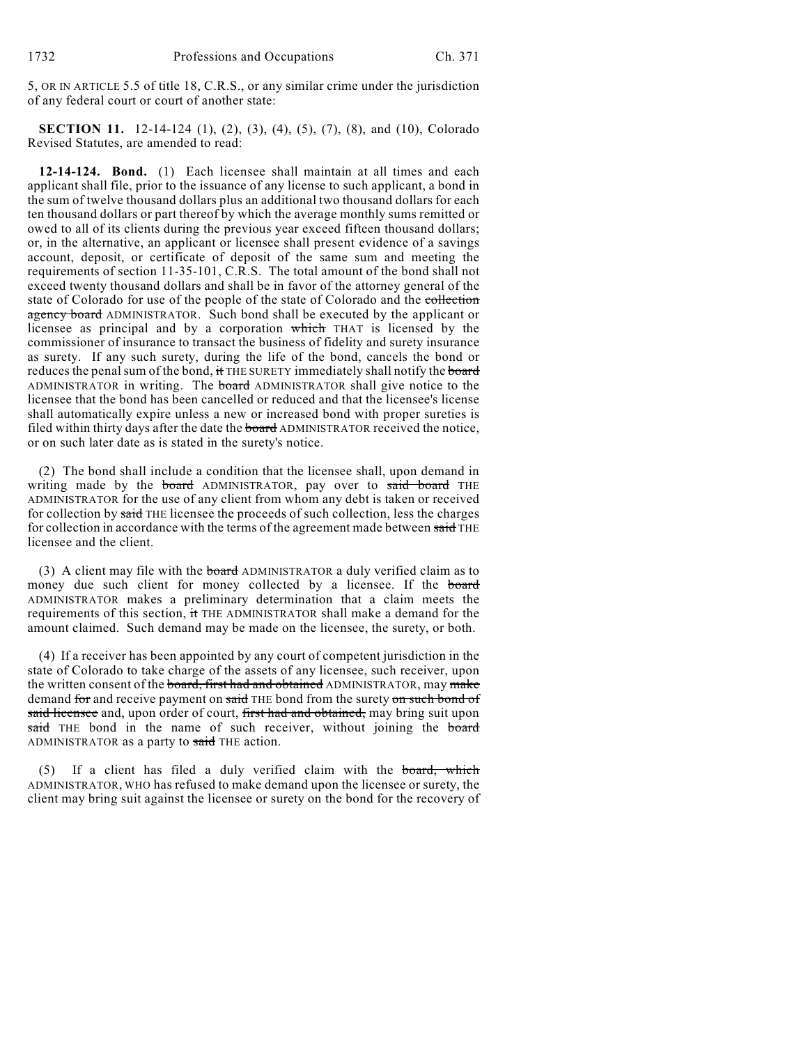5, OR IN ARTICLE 5.5 of title 18, C.R.S., or any similar crime under the jurisdiction of any federal court or court of another state:

**SECTION 11.** 12-14-124 (1), (2), (3), (4), (5), (7), (8), and (10), Colorado Revised Statutes, are amended to read:

**12-14-124. Bond.** (1) Each licensee shall maintain at all times and each applicant shall file, prior to the issuance of any license to such applicant, a bond in the sum of twelve thousand dollars plus an additional two thousand dollars for each ten thousand dollars or part thereof by which the average monthly sums remitted or owed to all of its clients during the previous year exceed fifteen thousand dollars; or, in the alternative, an applicant or licensee shall present evidence of a savings account, deposit, or certificate of deposit of the same sum and meeting the requirements of section 11-35-101, C.R.S. The total amount of the bond shall not exceed twenty thousand dollars and shall be in favor of the attorney general of the state of Colorado for use of the people of the state of Colorado and the ~~collection agency board~~ ADMINISTRATOR. Such bond shall be executed by the applicant or licensee as principal and by a corporation ~~which~~ THAT is licensed by the commissioner of insurance to transact the business of fidelity and surety insurance as surety. If any such surety, during the life of the bond, cancels the bond or reduces the penal sum of the bond, ~~it~~ THE SURETY immediately shall notify the ~~board~~ ADMINISTRATOR in writing. The ~~board~~ ADMINISTRATOR shall give notice to the licensee that the bond has been cancelled or reduced and that the licensee's license shall automatically expire unless a new or increased bond with proper sureties is filed within thirty days after the date the ~~board~~ ADMINISTRATOR received the notice, or on such later date as is stated in the surety's notice.

(2) The bond shall include a condition that the licensee shall, upon demand in writing made by the ~~board~~ ADMINISTRATOR, pay over to ~~said board~~ THE ADMINISTRATOR for the use of any client from whom any debt is taken or received for collection by ~~said~~ THE licensee the proceeds of such collection, less the charges for collection in accordance with the terms of the agreement made between ~~said~~ THE licensee and the client.

(3) A client may file with the ~~board~~ ADMINISTRATOR a duly verified claim as to money due such client for money collected by a licensee. If the ~~board~~ ADMINISTRATOR makes a preliminary determination that a claim meets the requirements of this section, ~~it~~ THE ADMINISTRATOR shall make a demand for the amount claimed. Such demand may be made on the licensee, the surety, or both.

(4) If a receiver has been appointed by any court of competent jurisdiction in the state of Colorado to take charge of the assets of any licensee, such receiver, upon the written consent of the ~~board, first had and obtained~~ ADMINISTRATOR, may ~~make~~ demand ~~for~~ and receive payment on ~~said~~ THE bond from the surety ~~on such bond of said licensee~~ and, upon order of court, ~~first had and obtained,~~ may bring suit upon ~~said~~ THE bond in the name of such receiver, without joining the ~~board~~ ADMINISTRATOR as a party to ~~said~~ THE action.

(5) If a client has filed a duly verified claim with the ~~board, which~~ ADMINISTRATOR, WHO has refused to make demand upon the licensee or surety, the client may bring suit against the licensee or surety on the bond for the recovery of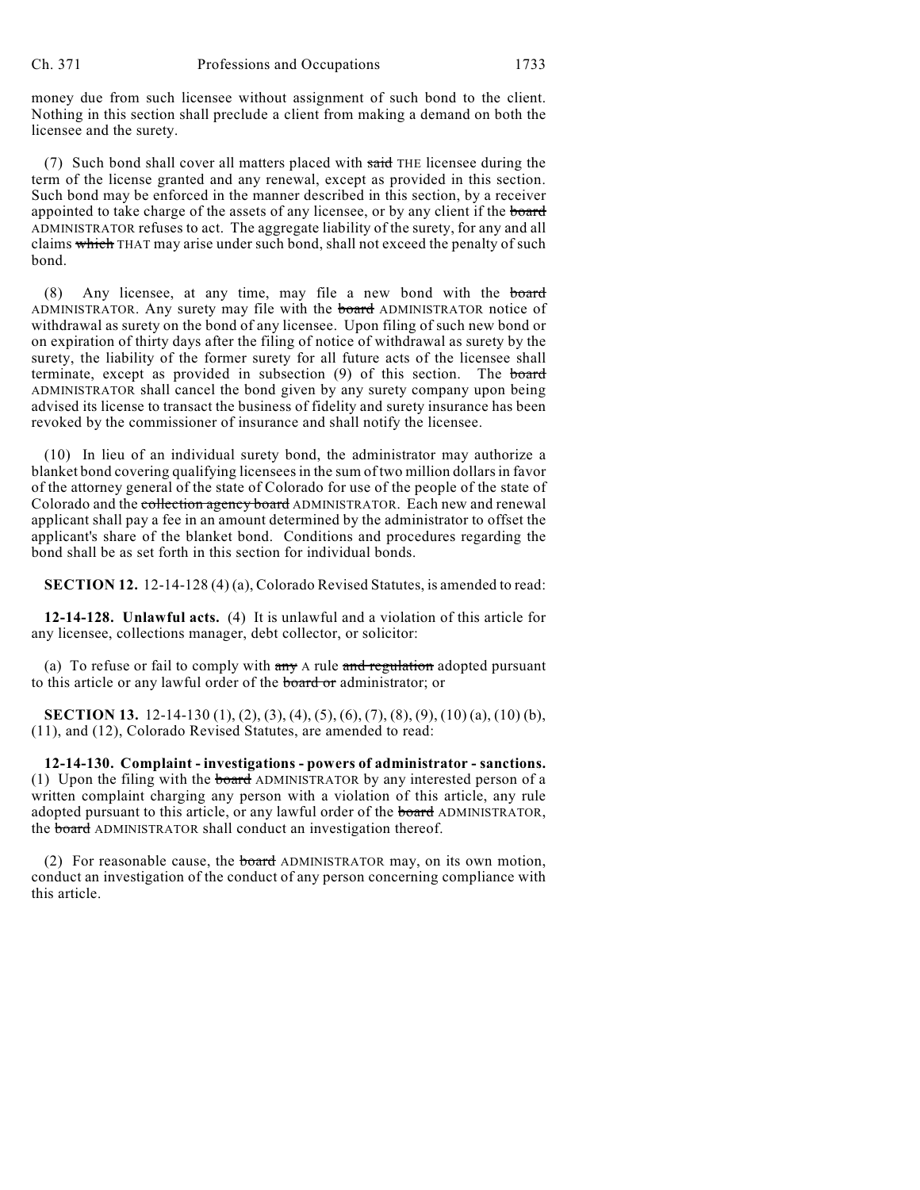money due from such licensee without assignment of such bond to the client. Nothing in this section shall preclude a client from making a demand on both the licensee and the surety.

(7) Such bond shall cover all matters placed with ~~said~~ THE licensee during the term of the license granted and any renewal, except as provided in this section. Such bond may be enforced in the manner described in this section, by a receiver appointed to take charge of the assets of any licensee, or by any client if the ~~board~~ ADMINISTRATOR refuses to act. The aggregate liability of the surety, for any and all claims ~~which~~ THAT may arise under such bond, shall not exceed the penalty of such bond.

(8) Any licensee, at any time, may file a new bond with the ~~board~~ ADMINISTRATOR. Any surety may file with the ~~board~~ ADMINISTRATOR notice of withdrawal as surety on the bond of any licensee. Upon filing of such new bond or on expiration of thirty days after the filing of notice of withdrawal as surety by the surety, the liability of the former surety for all future acts of the licensee shall terminate, except as provided in subsection (9) of this section. The ~~board~~ ADMINISTRATOR shall cancel the bond given by any surety company upon being advised its license to transact the business of fidelity and surety insurance has been revoked by the commissioner of insurance and shall notify the licensee.

(10) In lieu of an individual surety bond, the administrator may authorize a blanket bond covering qualifying licensees in the sum of two million dollars in favor of the attorney general of the state of Colorado for use of the people of the state of Colorado and the ~~collection agency board~~ ADMINISTRATOR. Each new and renewal applicant shall pay a fee in an amount determined by the administrator to offset the applicant's share of the blanket bond. Conditions and procedures regarding the bond shall be as set forth in this section for individual bonds.

**SECTION 12.** 12-14-128 (4) (a), Colorado Revised Statutes, is amended to read:

**12-14-128. Unlawful acts.** (4) It is unlawful and a violation of this article for any licensee, collections manager, debt collector, or solicitor:

(a) To refuse or fail to comply with ~~any~~ A rule ~~and regulation~~ adopted pursuant to this article or any lawful order of the ~~board or~~ administrator; or

**SECTION 13.** 12-14-130 (1), (2), (3), (4), (5), (6), (7), (8), (9), (10) (a), (10) (b), (11), and (12), Colorado Revised Statutes, are amended to read:

**12-14-130. Complaint - investigations - powers of administrator - sanctions.** (1) Upon the filing with the ~~board~~ ADMINISTRATOR by any interested person of a written complaint charging any person with a violation of this article, any rule adopted pursuant to this article, or any lawful order of the ~~board~~ ADMINISTRATOR, the ~~board~~ ADMINISTRATOR shall conduct an investigation thereof.

(2) For reasonable cause, the ~~board~~ ADMINISTRATOR may, on its own motion, conduct an investigation of the conduct of any person concerning compliance with this article.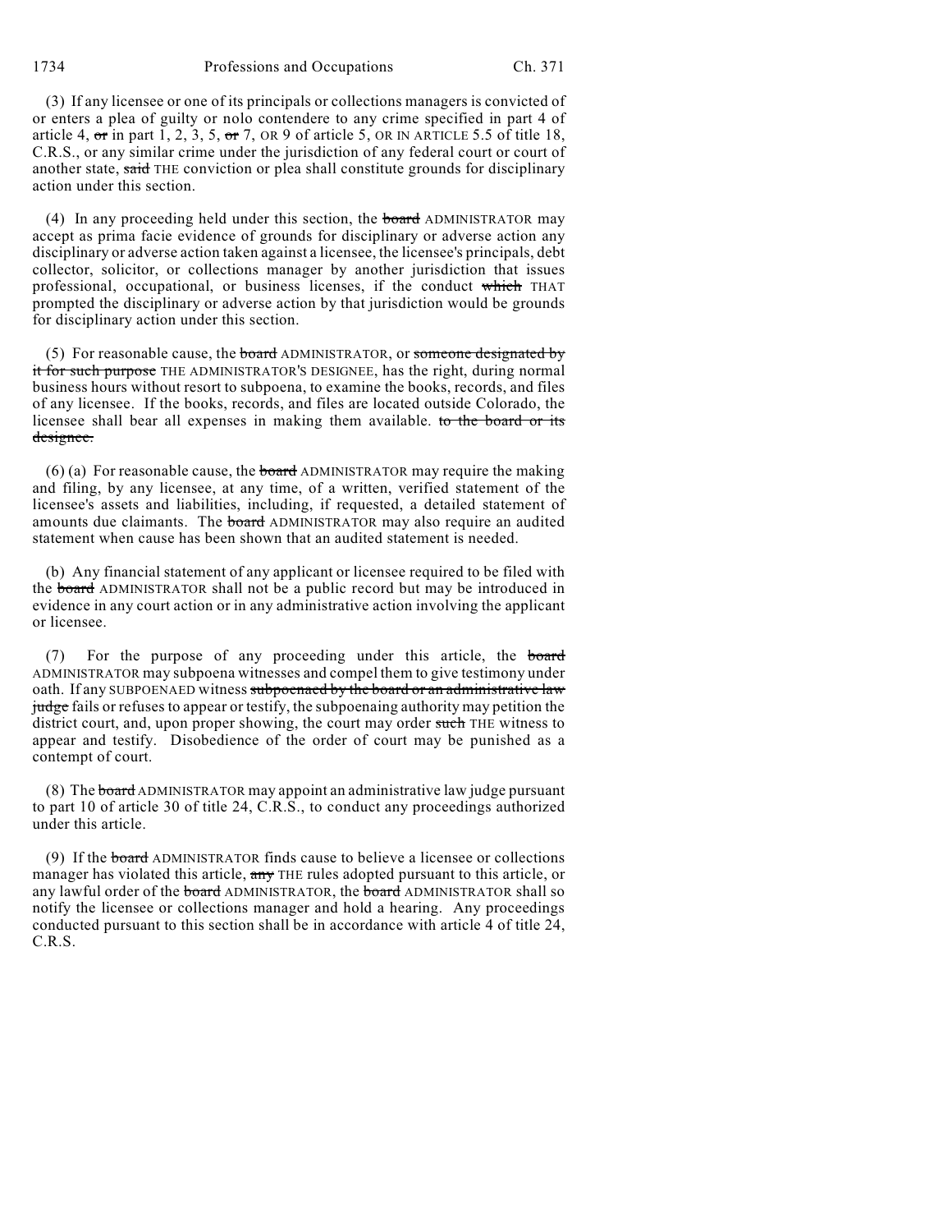(3) If any licensee or one of its principals or collections managers is convicted of or enters a plea of guilty or nolo contendere to any crime specified in part 4 of article 4, ~~or~~ in part 1, 2, 3, 5, ~~or~~ 7, OR 9 of article 5, OR IN ARTICLE 5.5 of title 18, C.R.S., or any similar crime under the jurisdiction of any federal court or court of another state, ~~said~~ THE conviction or plea shall constitute grounds for disciplinary action under this section.

(4) In any proceeding held under this section, the ~~board~~ ADMINISTRATOR may accept as prima facie evidence of grounds for disciplinary or adverse action any disciplinary or adverse action taken against a licensee, the licensee's principals, debt collector, solicitor, or collections manager by another jurisdiction that issues professional, occupational, or business licenses, if the conduct ~~which~~ THAT prompted the disciplinary or adverse action by that jurisdiction would be grounds for disciplinary action under this section.

(5) For reasonable cause, the ~~board~~ ADMINISTRATOR, or ~~someone designated by it for such purpose~~ THE ADMINISTRATOR'S DESIGNEE, has the right, during normal business hours without resort to subpoena, to examine the books, records, and files of any licensee. If the books, records, and files are located outside Colorado, the licensee shall bear all expenses in making them available. ~~to the board or its designee.~~

(6) (a) For reasonable cause, the ~~board~~ ADMINISTRATOR may require the making and filing, by any licensee, at any time, of a written, verified statement of the licensee's assets and liabilities, including, if requested, a detailed statement of amounts due claimants. The ~~board~~ ADMINISTRATOR may also require an audited statement when cause has been shown that an audited statement is needed.

(b) Any financial statement of any applicant or licensee required to be filed with the ~~board~~ ADMINISTRATOR shall not be a public record but may be introduced in evidence in any court action or in any administrative action involving the applicant or licensee.

(7) For the purpose of any proceeding under this article, the ~~board~~ ADMINISTRATOR may subpoena witnesses and compel them to give testimony under oath. If any SUBPOENAED witness ~~subpoenaed by the board or an administrative law judge~~ fails or refuses to appear or testify, the subpoenaing authority may petition the district court, and, upon proper showing, the court may order ~~such~~ THE witness to appear and testify. Disobedience of the order of court may be punished as a contempt of court.

(8) The ~~board~~ ADMINISTRATOR may appoint an administrative law judge pursuant to part 10 of article 30 of title 24, C.R.S., to conduct any proceedings authorized under this article.

(9) If the ~~board~~ ADMINISTRATOR finds cause to believe a licensee or collections manager has violated this article, ~~any~~ THE rules adopted pursuant to this article, or any lawful order of the ~~board~~ ADMINISTRATOR, the ~~board~~ ADMINISTRATOR shall so notify the licensee or collections manager and hold a hearing. Any proceedings conducted pursuant to this section shall be in accordance with article 4 of title 24, C.R.S.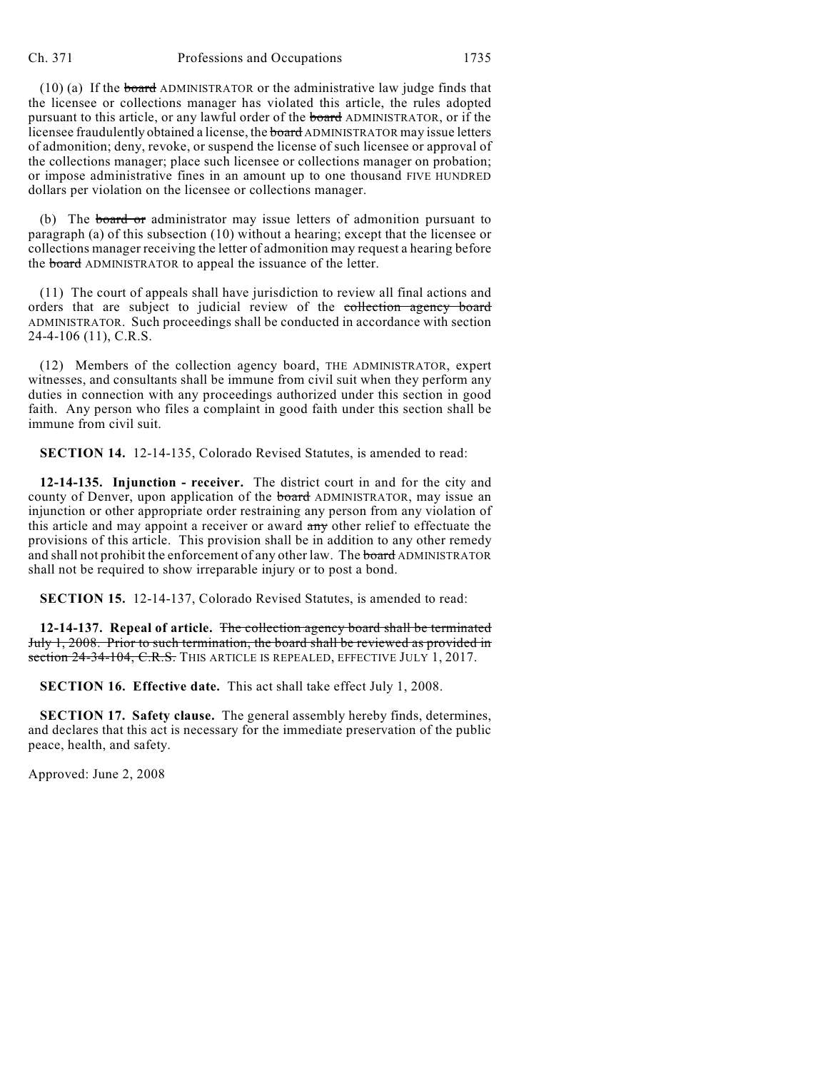(10) (a) If the ~~board~~ ADMINISTRATOR or the administrative law judge finds that the licensee or collections manager has violated this article, the rules adopted pursuant to this article, or any lawful order of the ~~board~~ ADMINISTRATOR, or if the licensee fraudulently obtained a license, the ~~board~~ ADMINISTRATOR may issue letters of admonition; deny, revoke, or suspend the license of such licensee or approval of the collections manager; place such licensee or collections manager on probation; or impose administrative fines in an amount up to one thousand FIVE HUNDRED dollars per violation on the licensee or collections manager.

(b) The ~~board or~~ administrator may issue letters of admonition pursuant to paragraph (a) of this subsection (10) without a hearing; except that the licensee or collections manager receiving the letter of admonition may request a hearing before the ~~board~~ ADMINISTRATOR to appeal the issuance of the letter.

(11) The court of appeals shall have jurisdiction to review all final actions and orders that are subject to judicial review of the ~~collection agency board~~ ADMINISTRATOR. Such proceedings shall be conducted in accordance with section 24-4-106 (11), C.R.S.

(12) Members of the collection agency board, THE ADMINISTRATOR, expert witnesses, and consultants shall be immune from civil suit when they perform any duties in connection with any proceedings authorized under this section in good faith. Any person who files a complaint in good faith under this section shall be immune from civil suit.

**SECTION 14.** 12-14-135, Colorado Revised Statutes, is amended to read:

**12-14-135. Injunction - receiver.** The district court in and for the city and county of Denver, upon application of the ~~board~~ ADMINISTRATOR, may issue an injunction or other appropriate order restraining any person from any violation of this article and may appoint a receiver or award ~~any~~ other relief to effectuate the provisions of this article. This provision shall be in addition to any other remedy and shall not prohibit the enforcement of any other law. The ~~board~~ ADMINISTRATOR shall not be required to show irreparable injury or to post a bond.

**SECTION 15.** 12-14-137, Colorado Revised Statutes, is amended to read:

**12-14-137. Repeal of article.** ~~The collection agency board shall be terminated July 1, 2008. Prior to such termination, the board shall be reviewed as provided in section 24-34-104, C.R.S.~~ THIS ARTICLE IS REPEALED, EFFECTIVE JULY 1, 2017.

**SECTION 16. Effective date.** This act shall take effect July 1, 2008.

**SECTION 17. Safety clause.** The general assembly hereby finds, determines, and declares that this act is necessary for the immediate preservation of the public peace, health, and safety.

Approved: June 2, 2008